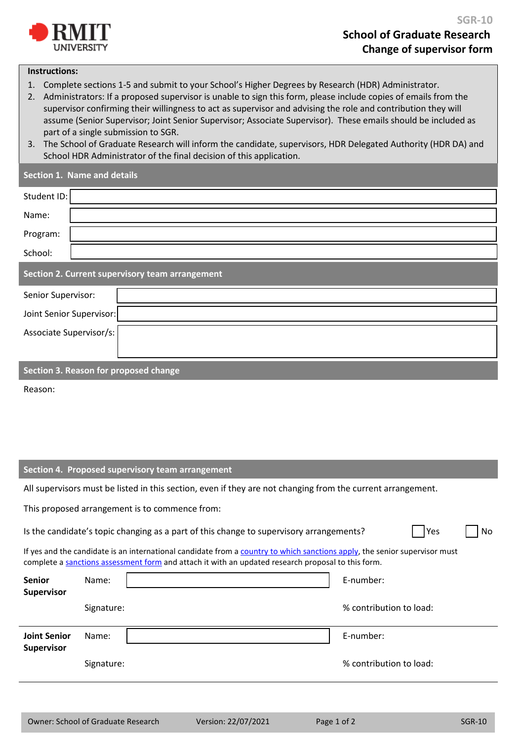SGR-10

# School of Graduate Research
## Change of supervisor form

**Instructions:**

1. Complete sections 1-5 and submit to your School's Higher Degrees by Research (HDR) Administrator.
2. Administrators: If a proposed supervisor is unable to sign this form, please include copies of emails from the supervisor confirming their willingness to act as supervisor and advising the role and contribution they will assume (Senior Supervisor; Joint Senior Supervisor; Associate Supervisor). These emails should be included as part of a single submission to SGR.
3. The School of Graduate Research will inform the candidate, supervisors, HDR Delegated Authority (HDR DA) and School HDR Administrator of the final decision of this application.

### Section 1. Name and details

| | |
|---|---|
| Student ID: | |
| Name: | |
| Program: | |
| School: | |

### Section 2. Current supervisory team arrangement

| | |
|---|---|
| Senior Supervisor: | |
| Joint Senior Supervisor: | |
| Associate Supervisor/s: | |

### Section 3. Reason for proposed change

Reason:

### Section 4. Proposed supervisory team arrangement

All supervisors must be listed in this section, even if they are not changing from the current arrangement.

This proposed arrangement is to commence from:

Is the candidate's topic changing as a part of this change to supervisory arrangements? ☐ Yes ☐ No

If yes and the candidate is an international candidate from a [country to which sanctions apply](), the senior supervisor must complete a [sanctions assessment form]() and attach it with an updated research proposal to this form.

| | | | |
|---|---|---|---|
| **Senior Supervisor** | Name: | | E-number: |
| | Signature: | | % contribution to load: |
| **Joint Senior Supervisor** | Name: | | E-number: |
| | Signature: | | % contribution to load: |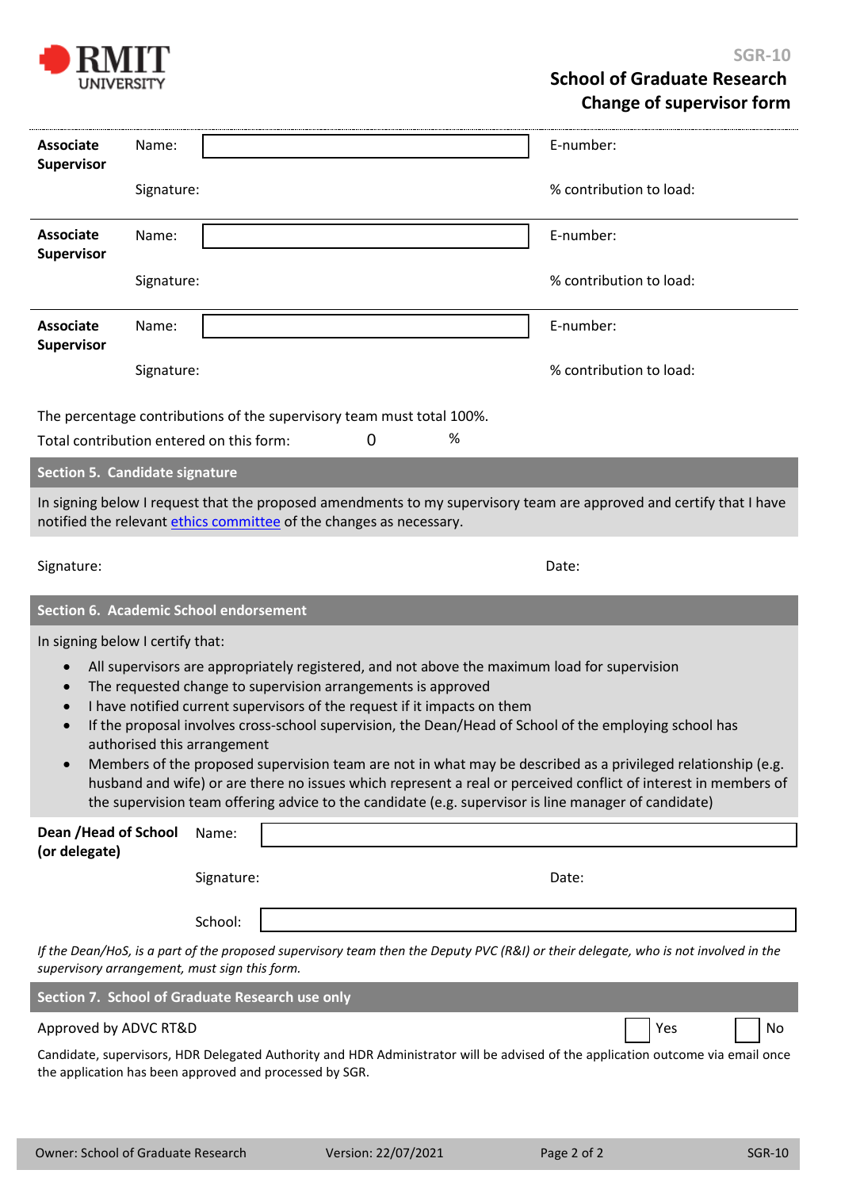| | | | |
|---|---|---|---|
| **Associate Supervisor** | Name: | | E-number: |
| | Signature: | | % contribution to load: |
| **Associate Supervisor** | Name: | | E-number: |
| | Signature: | | % contribution to load: |
| **Associate Supervisor** | Name: | | E-number: |
| | Signature: | | % contribution to load: |

The percentage contributions of the supervisory team must total 100%.

Total contribution entered on this form: 0 %

## Section 5. Candidate signature

In signing below I request that the proposed amendments to my supervisory team are approved and certify that I have notified the relevant ethics committee of the changes as necessary.

Signature: Date:

## Section 6. Academic School endorsement

In signing below I certify that:

- All supervisors are appropriately registered, and not above the maximum load for supervision
- The requested change to supervision arrangements is approved
- I have notified current supervisors of the request if it impacts on them
- If the proposal involves cross-school supervision, the Dean/Head of School of the employing school has authorised this arrangement
- Members of the proposed supervision team are not in what may be described as a privileged relationship (e.g. husband and wife) or are there no issues which represent a real or perceived conflict of interest in members of the supervision team offering advice to the candidate (e.g. supervisor is line manager of candidate)

| | | | |
|---|---|---|---|
| **Dean /Head of School (or delegate)** | Name: | | |
| | Signature: | | Date: |
| | School: | | |

*If the Dean/HoS, is a part of the proposed supervisory team then the Deputy PVC (R&I) or their delegate, who is not involved in the supervisory arrangement, must sign this form.*

## Section 7. School of Graduate Research use only

Approved by ADVC RT&D ☐ Yes ☐ No

Candidate, supervisors, HDR Delegated Authority and HDR Administrator will be advised of the application outcome via email once the application has been approved and processed by SGR.